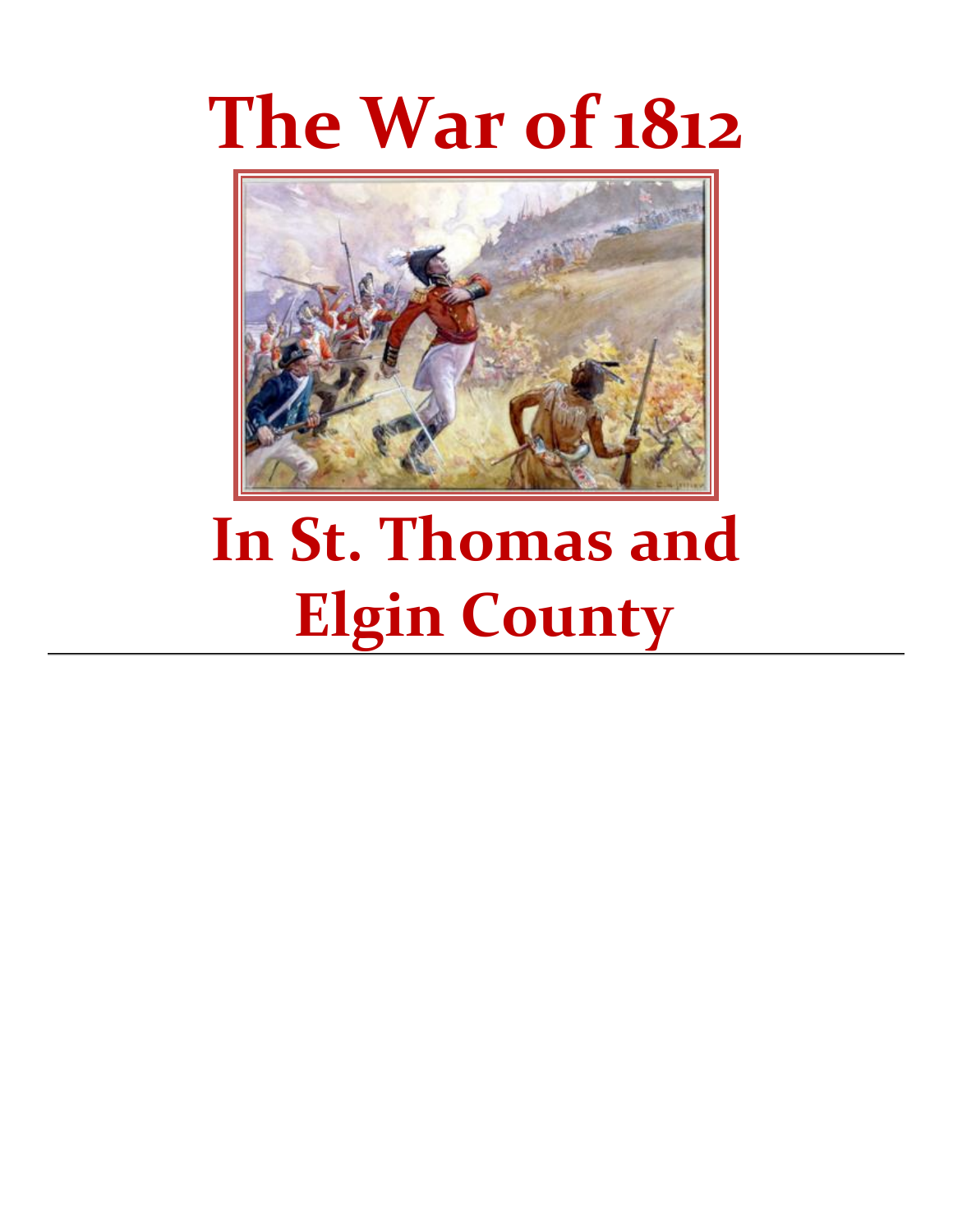# The War of 1812

# In St. Thomas and Elgin County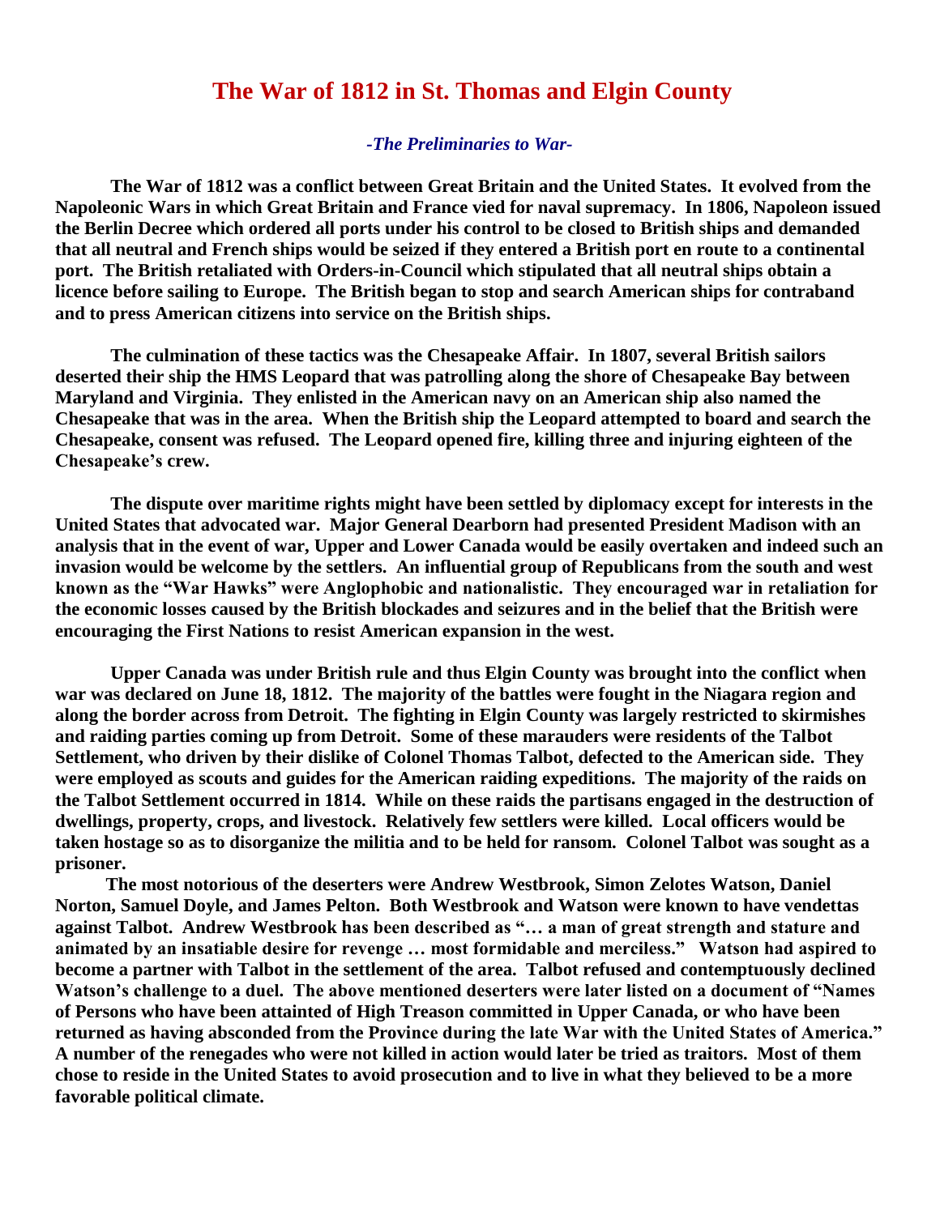# The War of 1812 in St. Thomas and Elgin County

## *-The Preliminaries to War-*

**The War of 1812 was a conflict between Great Britain and the United States. It evolved from the Napoleonic Wars in which Great Britain and France vied for naval supremacy. In 1806, Napoleon issued the Berlin Decree which ordered all ports under his control to be closed to British ships and demanded that all neutral and French ships would be seized if they entered a British port en route to a continental port. The British retaliated with Orders-in-Council which stipulated that all neutral ships obtain a licence before sailing to Europe. The British began to stop and search American ships for contraband and to press American citizens into service on the British ships.**

**The culmination of these tactics was the Chesapeake Affair. In 1807, several British sailors deserted their ship the HMS Leopard that was patrolling along the shore of Chesapeake Bay between Maryland and Virginia. They enlisted in the American navy on an American ship also named the Chesapeake that was in the area. When the British ship the Leopard attempted to board and search the Chesapeake, consent was refused. The Leopard opened fire, killing three and injuring eighteen of the Chesapeake's crew.**

**The dispute over maritime rights might have been settled by diplomacy except for interests in the United States that advocated war. Major General Dearborn had presented President Madison with an analysis that in the event of war, Upper and Lower Canada would be easily overtaken and indeed such an invasion would be welcome by the settlers. An influential group of Republicans from the south and west known as the "War Hawks" were Anglophobic and nationalistic. They encouraged war in retaliation for the economic losses caused by the British blockades and seizures and in the belief that the British were encouraging the First Nations to resist American expansion in the west.**

**Upper Canada was under British rule and thus Elgin County was brought into the conflict when war was declared on June 18, 1812. The majority of the battles were fought in the Niagara region and along the border across from Detroit. The fighting in Elgin County was largely restricted to skirmishes and raiding parties coming up from Detroit. Some of these marauders were residents of the Talbot Settlement, who driven by their dislike of Colonel Thomas Talbot, defected to the American side. They were employed as scouts and guides for the American raiding expeditions. The majority of the raids on the Talbot Settlement occurred in 1814. While on these raids the partisans engaged in the destruction of dwellings, property, crops, and livestock. Relatively few settlers were killed. Local officers would be taken hostage so as to disorganize the militia and to be held for ransom. Colonel Talbot was sought as a prisoner.**

**The most notorious of the deserters were Andrew Westbrook, Simon Zelotes Watson, Daniel Norton, Samuel Doyle, and James Pelton. Both Westbrook and Watson were known to have vendettas against Talbot. Andrew Westbrook has been described as "… a man of great strength and stature and animated by an insatiable desire for revenge … most formidable and merciless." Watson had aspired to become a partner with Talbot in the settlement of the area. Talbot refused and contemptuously declined Watson's challenge to a duel. The above mentioned deserters were later listed on a document of "Names of Persons who have been attainted of High Treason committed in Upper Canada, or who have been returned as having absconded from the Province during the late War with the United States of America." A number of the renegades who were not killed in action would later be tried as traitors. Most of them chose to reside in the United States to avoid prosecution and to live in what they believed to be a more favorable political climate.**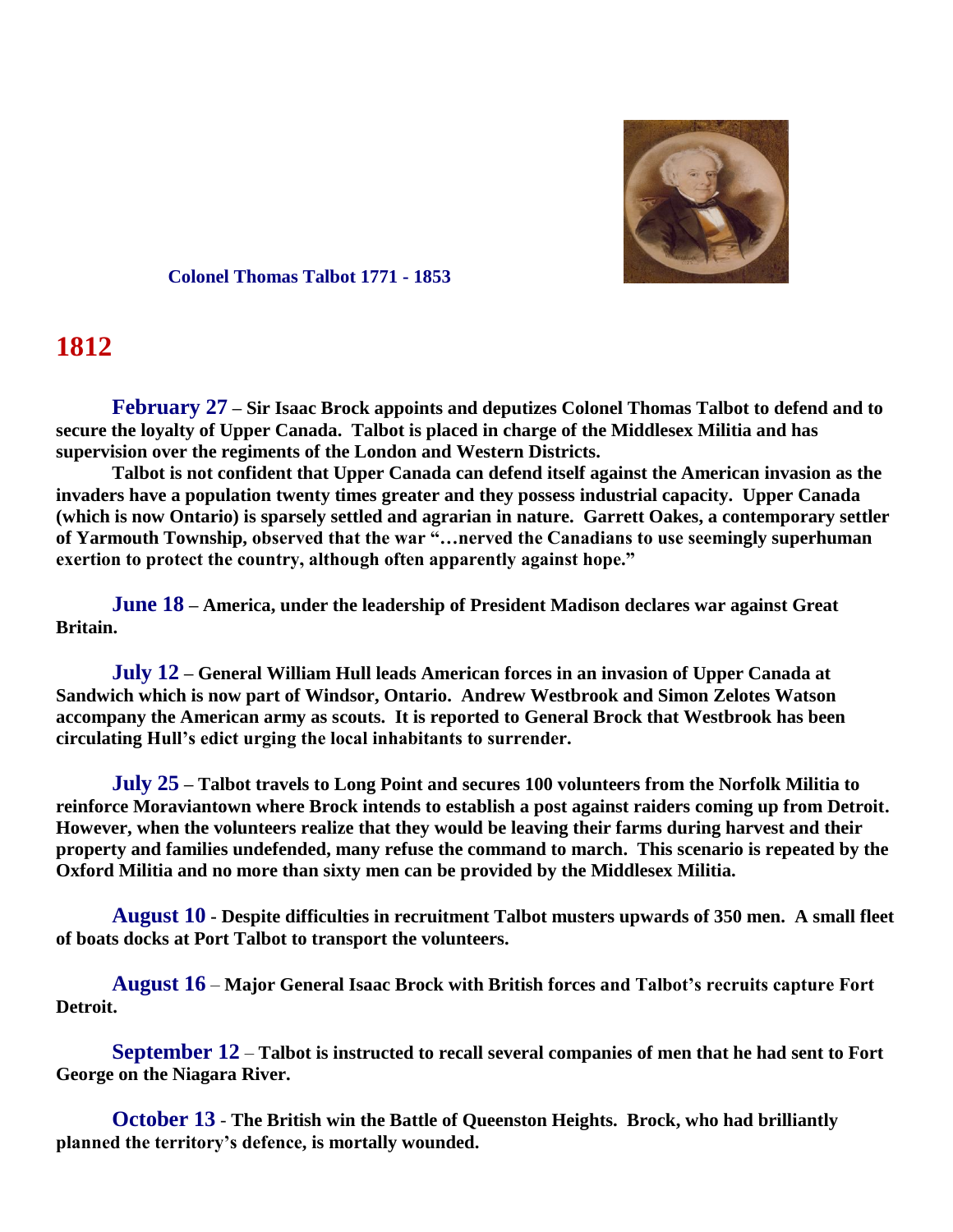**Colonel Thomas Talbot 1771 - 1853**

# 1812

**February 27 – Sir Isaac Brock appoints and deputizes Colonel Thomas Talbot to defend and to secure the loyalty of Upper Canada. Talbot is placed in charge of the Middlesex Militia and has supervision over the regiments of the London and Western Districts.**

**Talbot is not confident that Upper Canada can defend itself against the American invasion as the invaders have a population twenty times greater and they possess industrial capacity. Upper Canada (which is now Ontario) is sparsely settled and agrarian in nature. Garrett Oakes, a contemporary settler of Yarmouth Township, observed that the war "…nerved the Canadians to use seemingly superhuman exertion to protect the country, although often apparently against hope."**

**June 18 – America, under the leadership of President Madison declares war against Great Britain.**

**July 12 – General William Hull leads American forces in an invasion of Upper Canada at Sandwich which is now part of Windsor, Ontario. Andrew Westbrook and Simon Zelotes Watson accompany the American army as scouts. It is reported to General Brock that Westbrook has been circulating Hull's edict urging the local inhabitants to surrender.**

**July 25 – Talbot travels to Long Point and secures 100 volunteers from the Norfolk Militia to reinforce Moraviantown where Brock intends to establish a post against raiders coming up from Detroit. However, when the volunteers realize that they would be leaving their farms during harvest and their property and families undefended, many refuse the command to march. This scenario is repeated by the Oxford Militia and no more than sixty men can be provided by the Middlesex Militia.**

**August 10 - Despite difficulties in recruitment Talbot musters upwards of 350 men. A small fleet of boats docks at Port Talbot to transport the volunteers.**

**August 16 – Major General Isaac Brock with British forces and Talbot's recruits capture Fort Detroit.**

**September 12 – Talbot is instructed to recall several companies of men that he had sent to Fort George on the Niagara River.**

**October 13 - The British win the Battle of Queenston Heights. Brock, who had brilliantly planned the territory's defence, is mortally wounded.**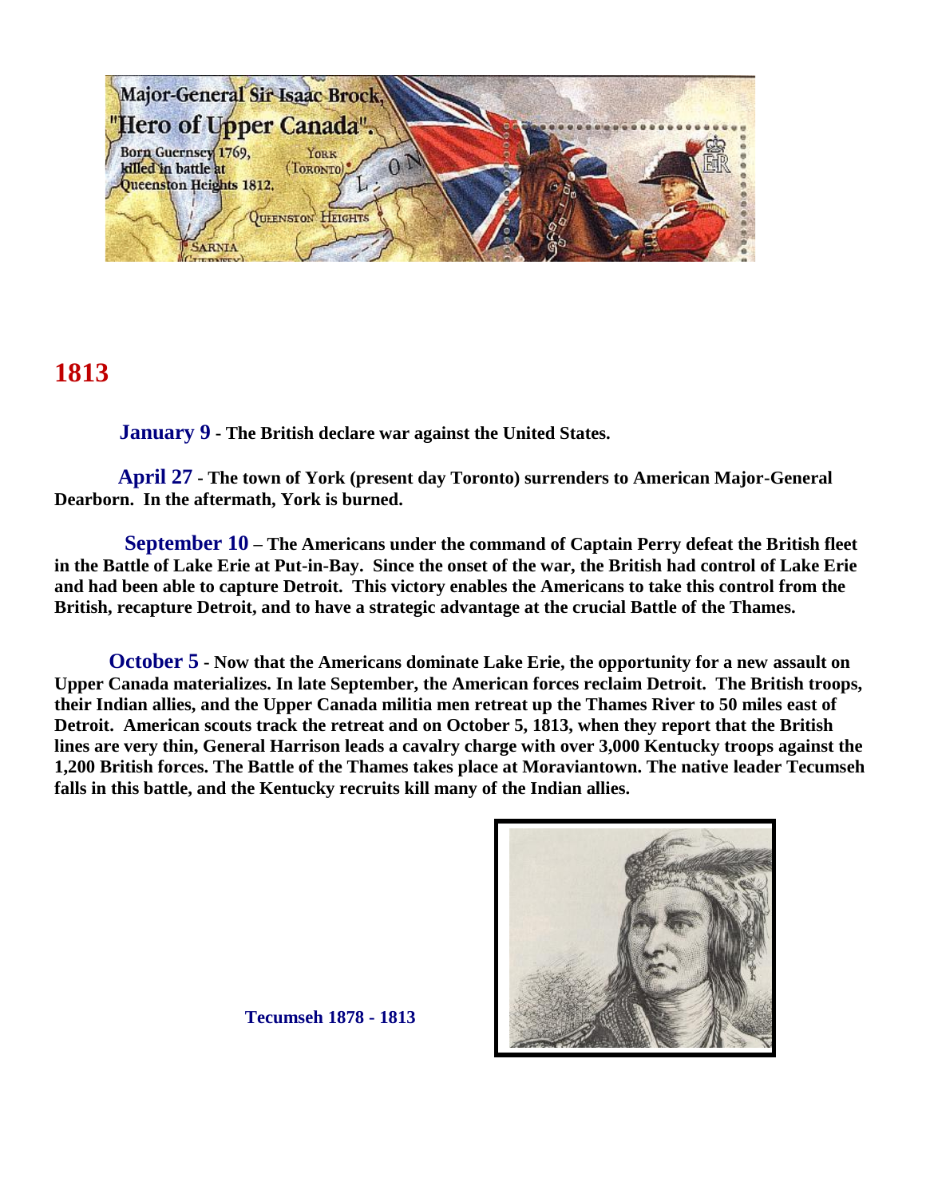## 1813

**January 9** - **The British declare war against the United States.**

**April 27** - **The town of York (present day Toronto) surrenders to American Major-General Dearborn. In the aftermath, York is burned.**

**September 10** – **The Americans under the command of Captain Perry defeat the British fleet in the Battle of Lake Erie at Put-in-Bay. Since the onset of the war, the British had control of Lake Erie and had been able to capture Detroit. This victory enables the Americans to take this control from the British, recapture Detroit, and to have a strategic advantage at the crucial Battle of the Thames.**

**October 5** - **Now that the Americans dominate Lake Erie, the opportunity for a new assault on Upper Canada materializes. In late September, the American forces reclaim Detroit. The British troops, their Indian allies, and the Upper Canada militia men retreat up the Thames River to 50 miles east of Detroit. American scouts track the retreat and on October 5, 1813, when they report that the British lines are very thin, General Harrison leads a cavalry charge with over 3,000 Kentucky troops against the 1,200 British forces. The Battle of the Thames takes place at Moraviantown. The native leader Tecumseh falls in this battle, and the Kentucky recruits kill many of the Indian allies.**

**Tecumseh 1878 - 1813**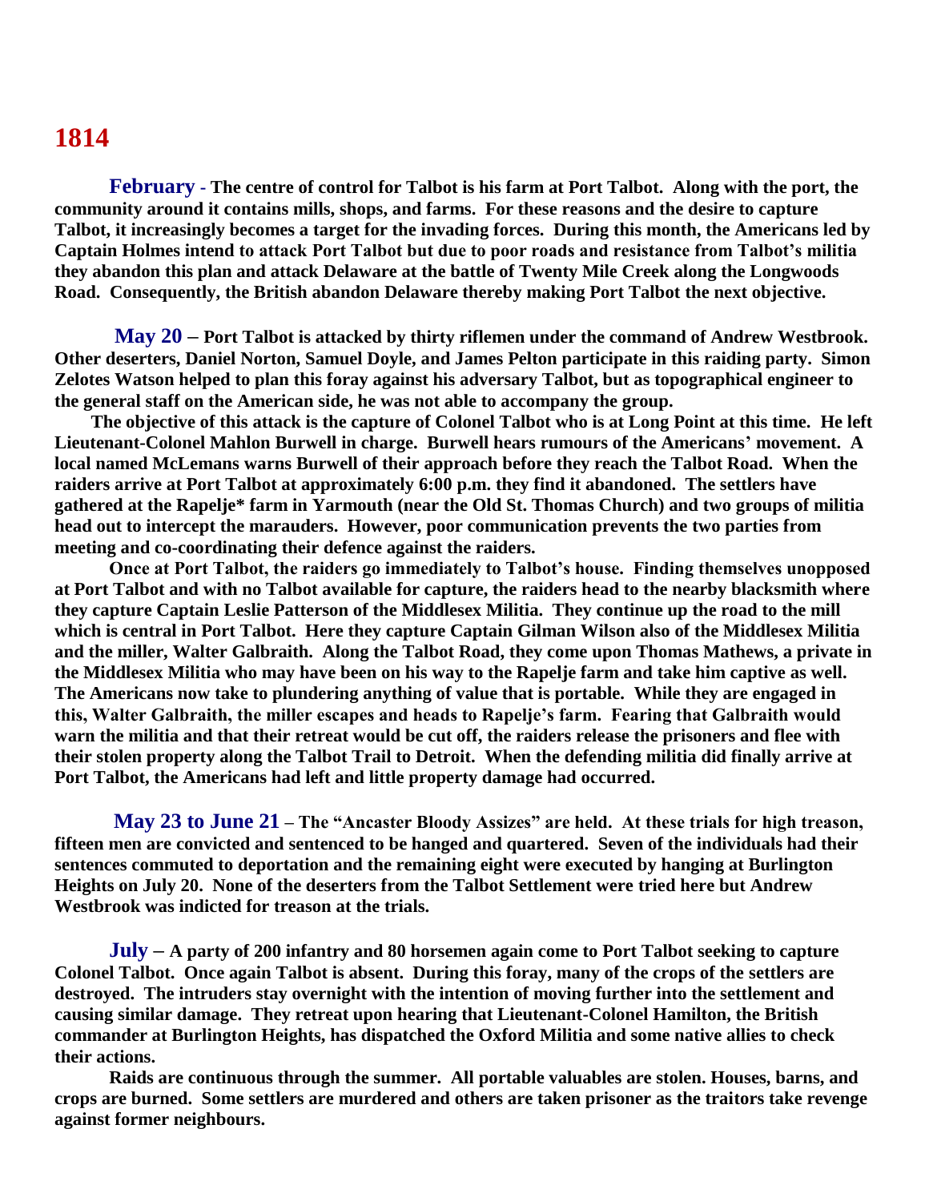# 1814

**February** - **The centre of control for Talbot is his farm at Port Talbot. Along with the port, the community around it contains mills, shops, and farms. For these reasons and the desire to capture Talbot, it increasingly becomes a target for the invading forces. During this month, the Americans led by Captain Holmes intend to attack Port Talbot but due to poor roads and resistance from Talbot's militia they abandon this plan and attack Delaware at the battle of Twenty Mile Creek along the Longwoods Road. Consequently, the British abandon Delaware thereby making Port Talbot the next objective.**

**May 20** – **Port Talbot is attacked by thirty riflemen under the command of Andrew Westbrook. Other deserters, Daniel Norton, Samuel Doyle, and James Pelton participate in this raiding party. Simon Zelotes Watson helped to plan this foray against his adversary Talbot, but as topographical engineer to the general staff on the American side, he was not able to accompany the group.**

**The objective of this attack is the capture of Colonel Talbot who is at Long Point at this time. He left Lieutenant-Colonel Mahlon Burwell in charge. Burwell hears rumours of the Americans' movement. A local named McLemans warns Burwell of their approach before they reach the Talbot Road. When the raiders arrive at Port Talbot at approximately 6:00 p.m. they find it abandoned. The settlers have gathered at the Rapelje* farm in Yarmouth (near the Old St. Thomas Church) and two groups of militia head out to intercept the marauders. However, poor communication prevents the two parties from meeting and co-coordinating their defence against the raiders.**

**Once at Port Talbot, the raiders go immediately to Talbot's house. Finding themselves unopposed at Port Talbot and with no Talbot available for capture, the raiders head to the nearby blacksmith where they capture Captain Leslie Patterson of the Middlesex Militia. They continue up the road to the mill which is central in Port Talbot. Here they capture Captain Gilman Wilson also of the Middlesex Militia and the miller, Walter Galbraith. Along the Talbot Road, they come upon Thomas Mathews, a private in the Middlesex Militia who may have been on his way to the Rapelje farm and take him captive as well. The Americans now take to plundering anything of value that is portable. While they are engaged in this, Walter Galbraith, the miller escapes and heads to Rapelje's farm. Fearing that Galbraith would warn the militia and that their retreat would be cut off, the raiders release the prisoners and flee with their stolen property along the Talbot Trail to Detroit. When the defending militia did finally arrive at Port Talbot, the Americans had left and little property damage had occurred.**

**May 23 to June 21** – **The "Ancaster Bloody Assizes" are held. At these trials for high treason, fifteen men are convicted and sentenced to be hanged and quartered. Seven of the individuals had their sentences commuted to deportation and the remaining eight were executed by hanging at Burlington Heights on July 20. None of the deserters from the Talbot Settlement were tried here but Andrew Westbrook was indicted for treason at the trials.**

**July** – **A party of 200 infantry and 80 horsemen again come to Port Talbot seeking to capture Colonel Talbot. Once again Talbot is absent. During this foray, many of the crops of the settlers are destroyed. The intruders stay overnight with the intention of moving further into the settlement and causing similar damage. They retreat upon hearing that Lieutenant-Colonel Hamilton, the British commander at Burlington Heights, has dispatched the Oxford Militia and some native allies to check their actions.**

**Raids are continuous through the summer. All portable valuables are stolen. Houses, barns, and crops are burned. Some settlers are murdered and others are taken prisoner as the traitors take revenge against former neighbours.**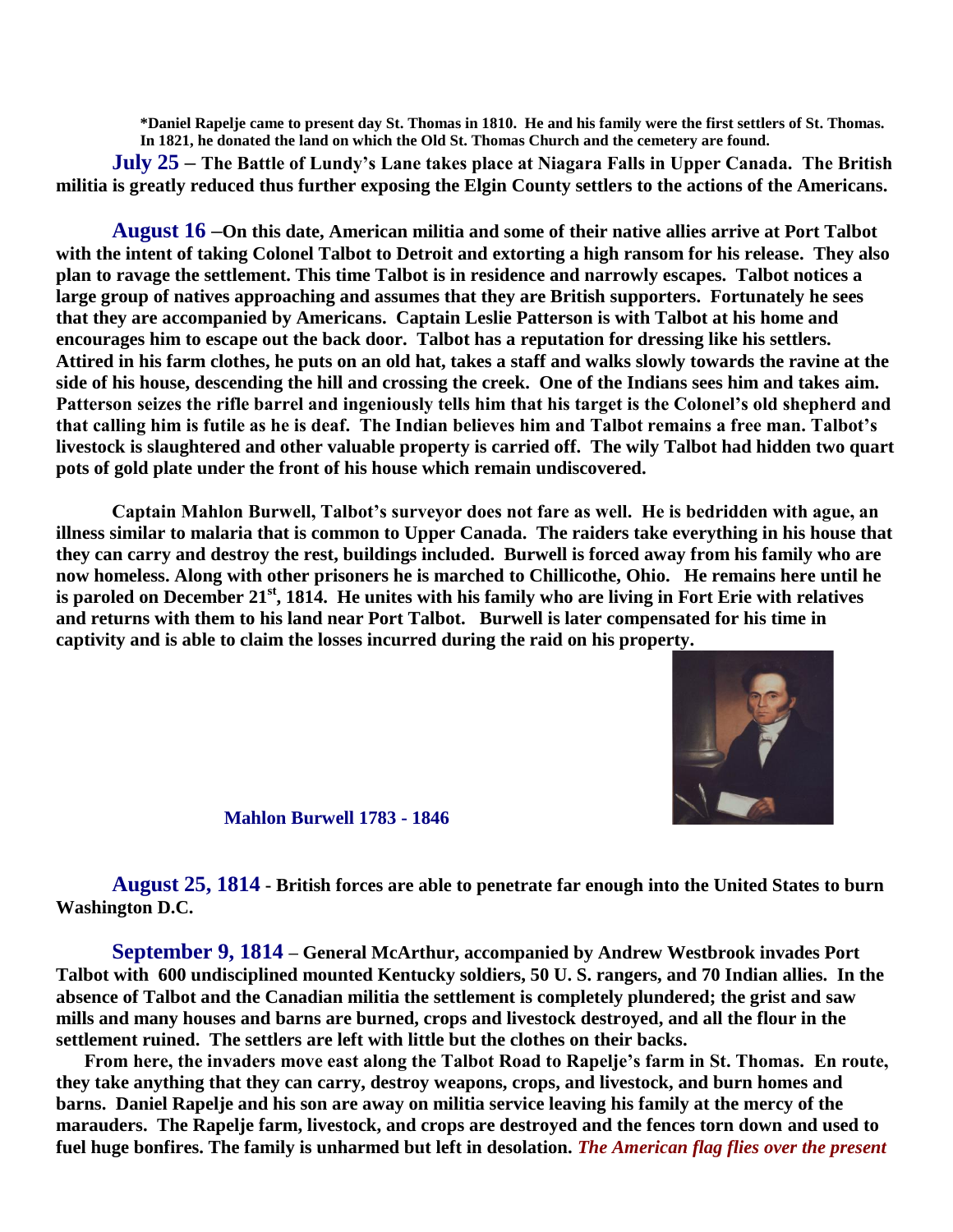**\*Daniel Rapelje came to present day St. Thomas in 1810. He and his family were the first settlers of St. Thomas. In 1821, he donated the land on which the Old St. Thomas Church and the cemetery are found.**

**July 25 – The Battle of Lundy's Lane takes place at Niagara Falls in Upper Canada. The British militia is greatly reduced thus further exposing the Elgin County settlers to the actions of the Americans.**

**August 16 –On this date, American militia and some of their native allies arrive at Port Talbot with the intent of taking Colonel Talbot to Detroit and extorting a high ransom for his release. They also plan to ravage the settlement. This time Talbot is in residence and narrowly escapes. Talbot notices a large group of natives approaching and assumes that they are British supporters. Fortunately he sees that they are accompanied by Americans. Captain Leslie Patterson is with Talbot at his home and encourages him to escape out the back door. Talbot has a reputation for dressing like his settlers. Attired in his farm clothes, he puts on an old hat, takes a staff and walks slowly towards the ravine at the side of his house, descending the hill and crossing the creek. One of the Indians sees him and takes aim. Patterson seizes the rifle barrel and ingeniously tells him that his target is the Colonel's old shepherd and that calling him is futile as he is deaf. The Indian believes him and Talbot remains a free man. Talbot's livestock is slaughtered and other valuable property is carried off. The wily Talbot had hidden two quart pots of gold plate under the front of his house which remain undiscovered.**

**Captain Mahlon Burwell, Talbot's surveyor does not fare as well. He is bedridden with ague, an illness similar to malaria that is common to Upper Canada. The raiders take everything in his house that they can carry and destroy the rest, buildings included. Burwell is forced away from his family who are now homeless. Along with other prisoners he is marched to Chillicothe, Ohio. He remains here until he is paroled on December 21st, 1814. He unites with his family who are living in Fort Erie with relatives and returns with them to his land near Port Talbot. Burwell is later compensated for his time in captivity and is able to claim the losses incurred during the raid on his property.**

**Mahlon Burwell 1783 - 1846**

**August 25, 1814 - British forces are able to penetrate far enough into the United States to burn Washington D.C.**

**September 9, 1814 – General McArthur, accompanied by Andrew Westbrook invades Port Talbot with 600 undisciplined mounted Kentucky soldiers, 50 U. S. rangers, and 70 Indian allies. In the absence of Talbot and the Canadian militia the settlement is completely plundered; the grist and saw mills and many houses and barns are burned, crops and livestock destroyed, and all the flour in the settlement ruined. The settlers are left with little but the clothes on their backs.**

**From here, the invaders move east along the Talbot Road to Rapelje's farm in St. Thomas. En route, they take anything that they can carry, destroy weapons, crops, and livestock, and burn homes and barns. Daniel Rapelje and his son are away on militia service leaving his family at the mercy of the marauders. The Rapelje farm, livestock, and crops are destroyed and the fences torn down and used to fuel huge bonfires. The family is unharmed but left in desolation.** ***The American flag flies over the present***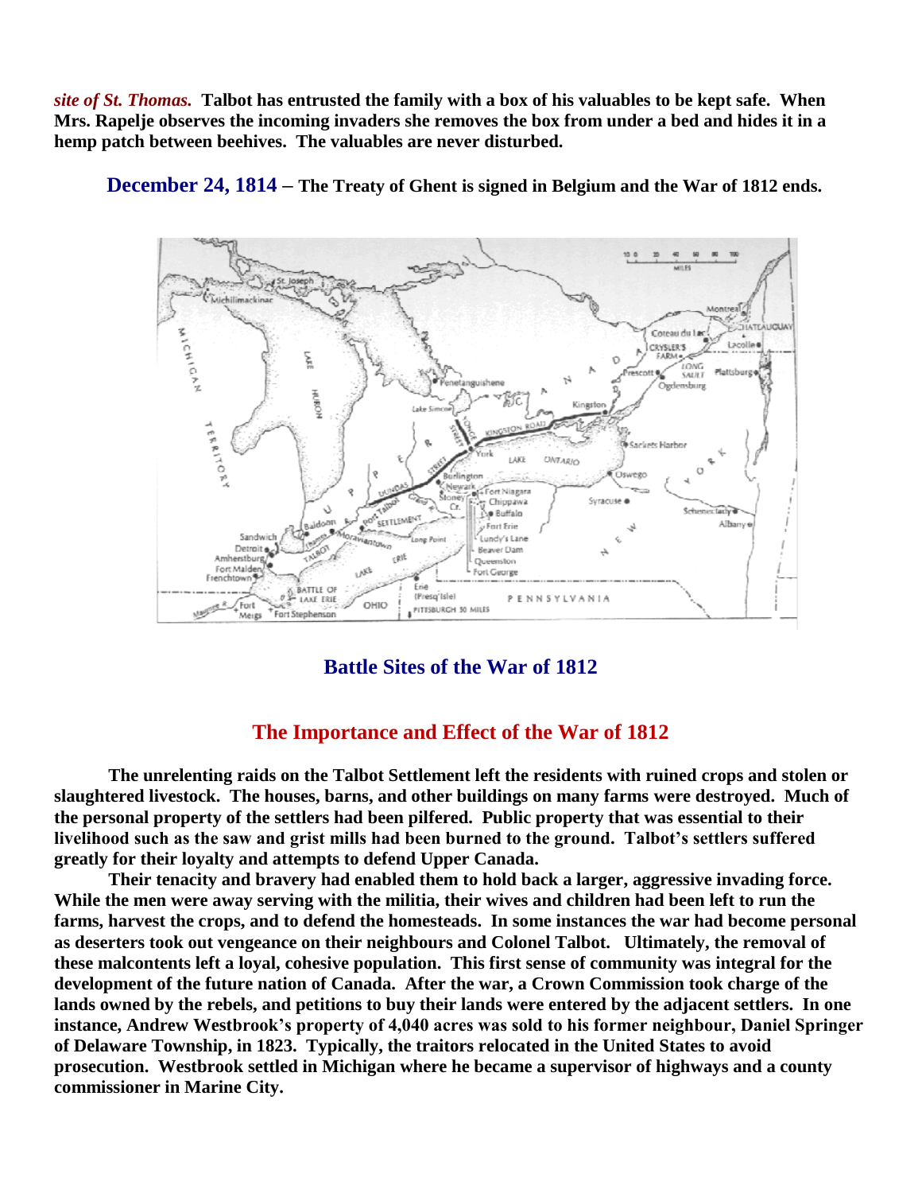***site of St. Thomas.*** **Talbot has entrusted the family with a box of his valuables to be kept safe. When Mrs. Rapelje observes the incoming invaders she removes the box from under a bed and hides it in a hemp patch between beehives. The valuables are never disturbed.**

**December 24, 1814 – The Treaty of Ghent is signed in Belgium and the War of 1812 ends.**

**Battle Sites of the War of 1812**

## The Importance and Effect of the War of 1812

**The unrelenting raids on the Talbot Settlement left the residents with ruined crops and stolen or slaughtered livestock. The houses, barns, and other buildings on many farms were destroyed. Much of the personal property of the settlers had been pilfered. Public property that was essential to their livelihood such as the saw and grist mills had been burned to the ground. Talbot's settlers suffered greatly for their loyalty and attempts to defend Upper Canada.**

**Their tenacity and bravery had enabled them to hold back a larger, aggressive invading force. While the men were away serving with the militia, their wives and children had been left to run the farms, harvest the crops, and to defend the homesteads. In some instances the war had become personal as deserters took out vengeance on their neighbours and Colonel Talbot. Ultimately, the removal of these malcontents left a loyal, cohesive population. This first sense of community was integral for the development of the future nation of Canada. After the war, a Crown Commission took charge of the lands owned by the rebels, and petitions to buy their lands were entered by the adjacent settlers. In one instance, Andrew Westbrook's property of 4,040 acres was sold to his former neighbour, Daniel Springer of Delaware Township, in 1823. Typically, the traitors relocated in the United States to avoid prosecution. Westbrook settled in Michigan where he became a supervisor of highways and a county commissioner in Marine City.**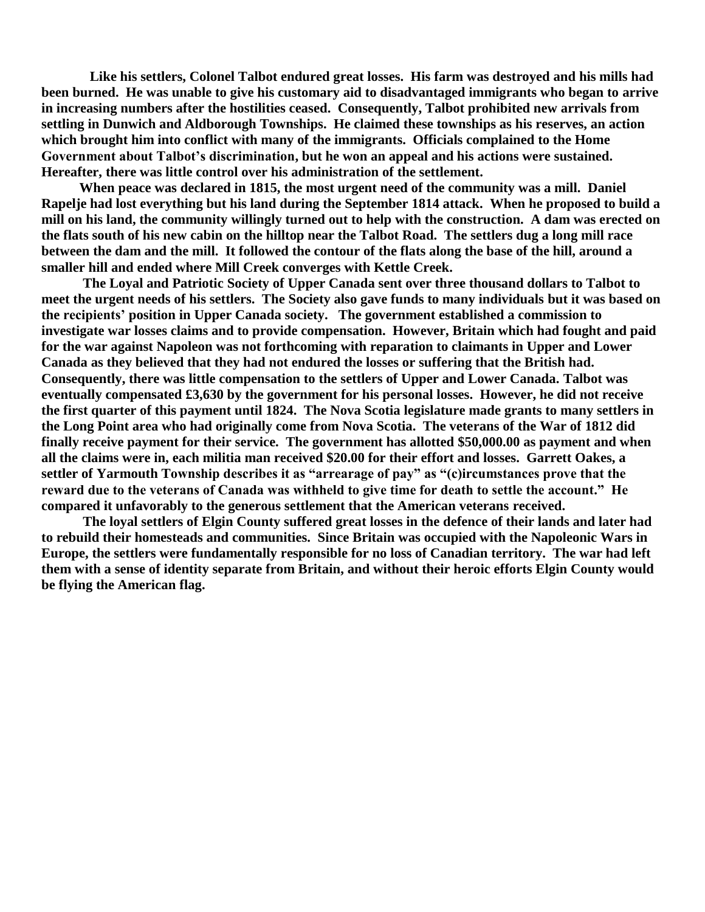**Like his settlers, Colonel Talbot endured great losses. His farm was destroyed and his mills had been burned. He was unable to give his customary aid to disadvantaged immigrants who began to arrive in increasing numbers after the hostilities ceased. Consequently, Talbot prohibited new arrivals from settling in Dunwich and Aldborough Townships. He claimed these townships as his reserves, an action which brought him into conflict with many of the immigrants. Officials complained to the Home Government about Talbot's discrimination, but he won an appeal and his actions were sustained. Hereafter, there was little control over his administration of the settlement.**

**When peace was declared in 1815, the most urgent need of the community was a mill. Daniel Rapelje had lost everything but his land during the September 1814 attack. When he proposed to build a mill on his land, the community willingly turned out to help with the construction. A dam was erected on the flats south of his new cabin on the hilltop near the Talbot Road. The settlers dug a long mill race between the dam and the mill. It followed the contour of the flats along the base of the hill, around a smaller hill and ended where Mill Creek converges with Kettle Creek.**

**The Loyal and Patriotic Society of Upper Canada sent over three thousand dollars to Talbot to meet the urgent needs of his settlers. The Society also gave funds to many individuals but it was based on the recipients' position in Upper Canada society. The government established a commission to investigate war losses claims and to provide compensation. However, Britain which had fought and paid for the war against Napoleon was not forthcoming with reparation to claimants in Upper and Lower Canada as they believed that they had not endured the losses or suffering that the British had. Consequently, there was little compensation to the settlers of Upper and Lower Canada. Talbot was eventually compensated £3,630 by the government for his personal losses. However, he did not receive the first quarter of this payment until 1824. The Nova Scotia legislature made grants to many settlers in the Long Point area who had originally come from Nova Scotia. The veterans of the War of 1812 did finally receive payment for their service. The government has allotted $50,000.00 as payment and when all the claims were in, each militia man received $20.00 for their effort and losses. Garrett Oakes, a settler of Yarmouth Township describes it as "arrearage of pay" as "(c)ircumstances prove that the reward due to the veterans of Canada was withheld to give time for death to settle the account." He compared it unfavorably to the generous settlement that the American veterans received.**

**The loyal settlers of Elgin County suffered great losses in the defence of their lands and later had to rebuild their homesteads and communities. Since Britain was occupied with the Napoleonic Wars in Europe, the settlers were fundamentally responsible for no loss of Canadian territory. The war had left them with a sense of identity separate from Britain, and without their heroic efforts Elgin County would be flying the American flag.**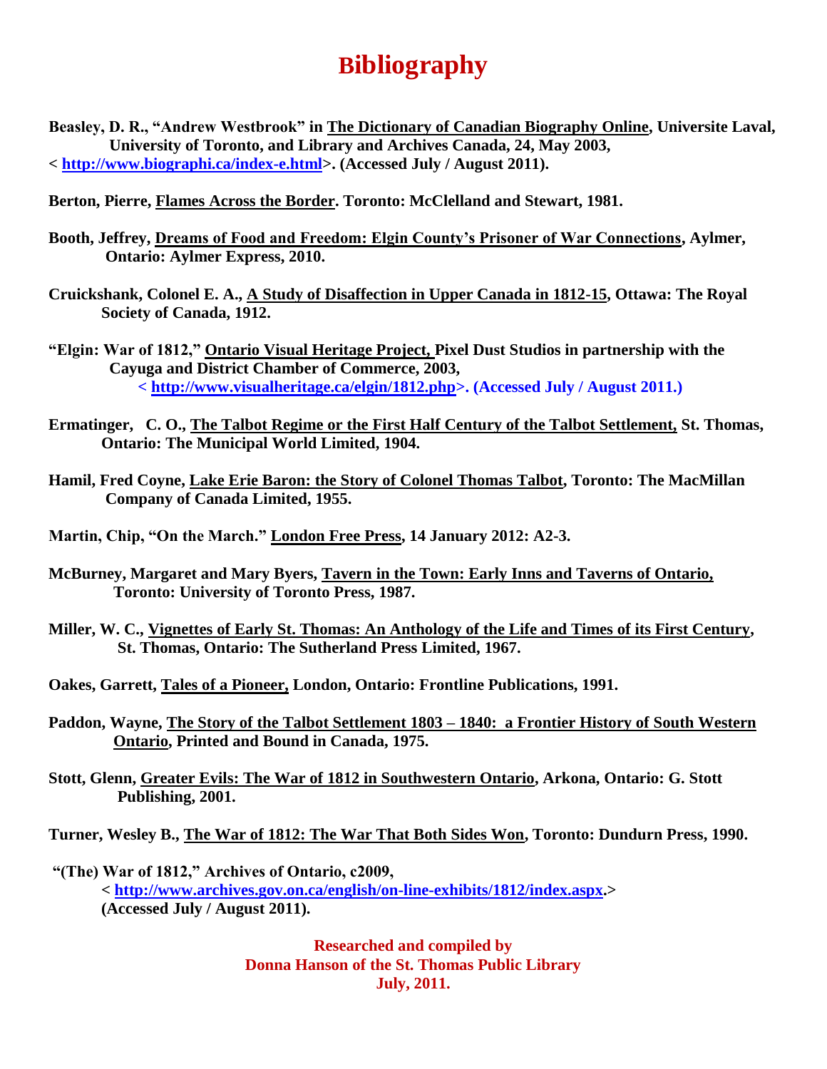# Bibliography

**Beasley, D. R., "Andrew Westbrook" in The Dictionary of Canadian Biography Online, Universite Laval, University of Toronto, and Library and Archives Canada, 24, May 2003, < http://www.biographi.ca/index-e.html>. (Accessed July / August 2011).**

**Berton, Pierre, Flames Across the Border. Toronto: McClelland and Stewart, 1981.**

**Booth, Jeffrey, Dreams of Food and Freedom: Elgin County's Prisoner of War Connections, Aylmer, Ontario: Aylmer Express, 2010.**

**Cruickshank, Colonel E. A., A Study of Disaffection in Upper Canada in 1812-15, Ottawa: The Royal Society of Canada, 1912.**

**"Elgin: War of 1812," Ontario Visual Heritage Project, Pixel Dust Studios in partnership with the Cayuga and District Chamber of Commerce, 2003, < http://www.visualheritage.ca/elgin/1812.php>. (Accessed July / August 2011.)**

**Ermatinger, C. O., The Talbot Regime or the First Half Century of the Talbot Settlement, St. Thomas, Ontario: The Municipal World Limited, 1904.**

**Hamil, Fred Coyne, Lake Erie Baron: the Story of Colonel Thomas Talbot, Toronto: The MacMillan Company of Canada Limited, 1955.**

**Martin, Chip, "On the March." London Free Press, 14 January 2012: A2-3.**

**McBurney, Margaret and Mary Byers, Tavern in the Town: Early Inns and Taverns of Ontario, Toronto: University of Toronto Press, 1987.**

**Miller, W. C., Vignettes of Early St. Thomas: An Anthology of the Life and Times of its First Century, St. Thomas, Ontario: The Sutherland Press Limited, 1967.**

**Oakes, Garrett, Tales of a Pioneer, London, Ontario: Frontline Publications, 1991.**

**Paddon, Wayne, The Story of the Talbot Settlement 1803 – 1840: a Frontier History of South Western Ontario, Printed and Bound in Canada, 1975.**

**Stott, Glenn, Greater Evils: The War of 1812 in Southwestern Ontario, Arkona, Ontario: G. Stott Publishing, 2001.**

**Turner, Wesley B., The War of 1812: The War That Both Sides Won, Toronto: Dundurn Press, 1990.**

**"(The) War of 1812," Archives of Ontario, c2009, < http://www.archives.gov.on.ca/english/on-line-exhibits/1812/index.aspx.> (Accessed July / August 2011).**

**Researched and compiled by**
**Donna Hanson of the St. Thomas Public Library**
**July, 2011.**